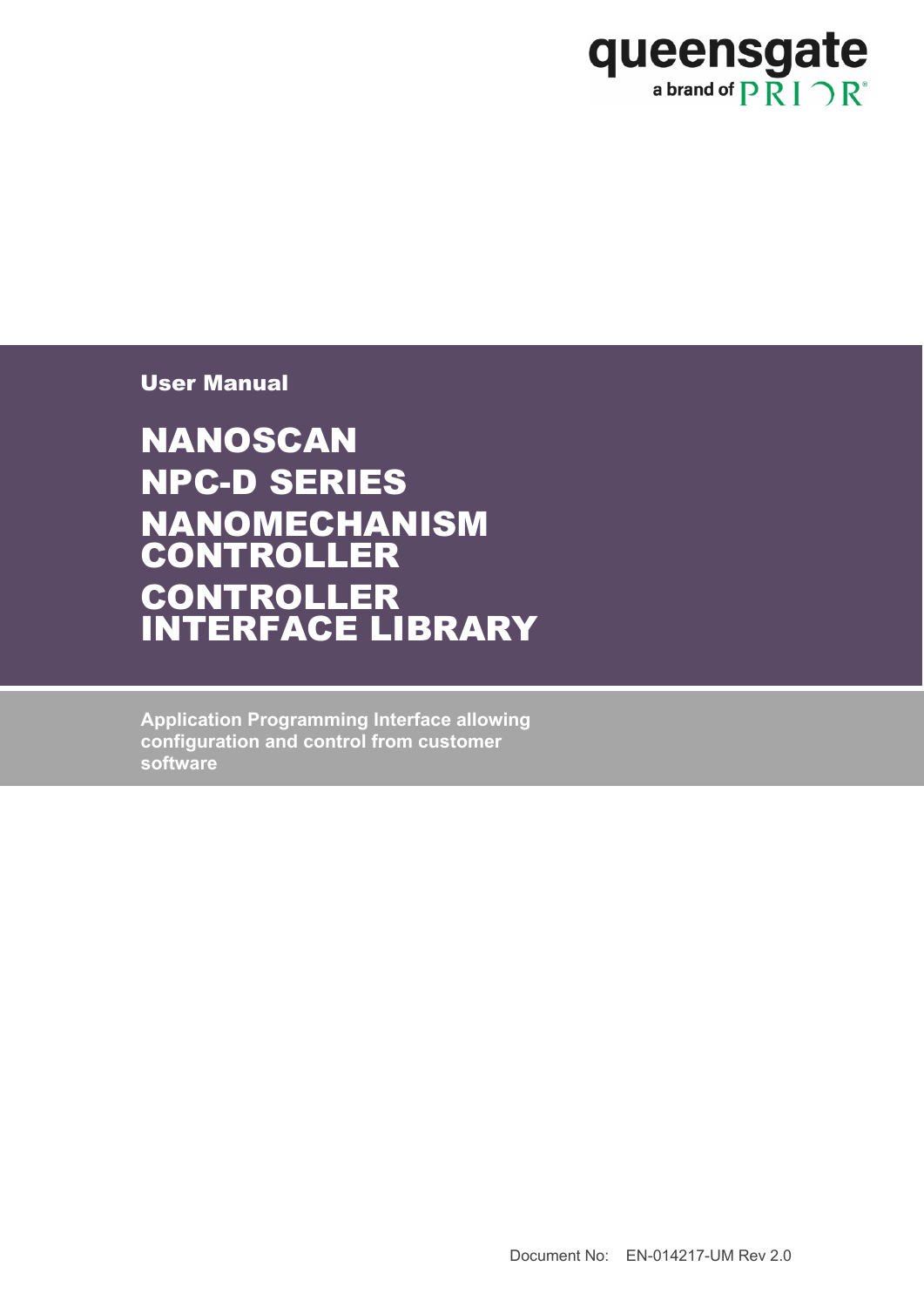queensgate

a brand of PRIOR

**User Manual**

# NANOSCAN NPC-D SERIES NANOMECHANISM CONTROLLER CONTROLLER INTERFACE LIBRARY

**Application Programming Interface allowing configuration and control from customer software**

Document No: EN-014217-UM Rev 2.0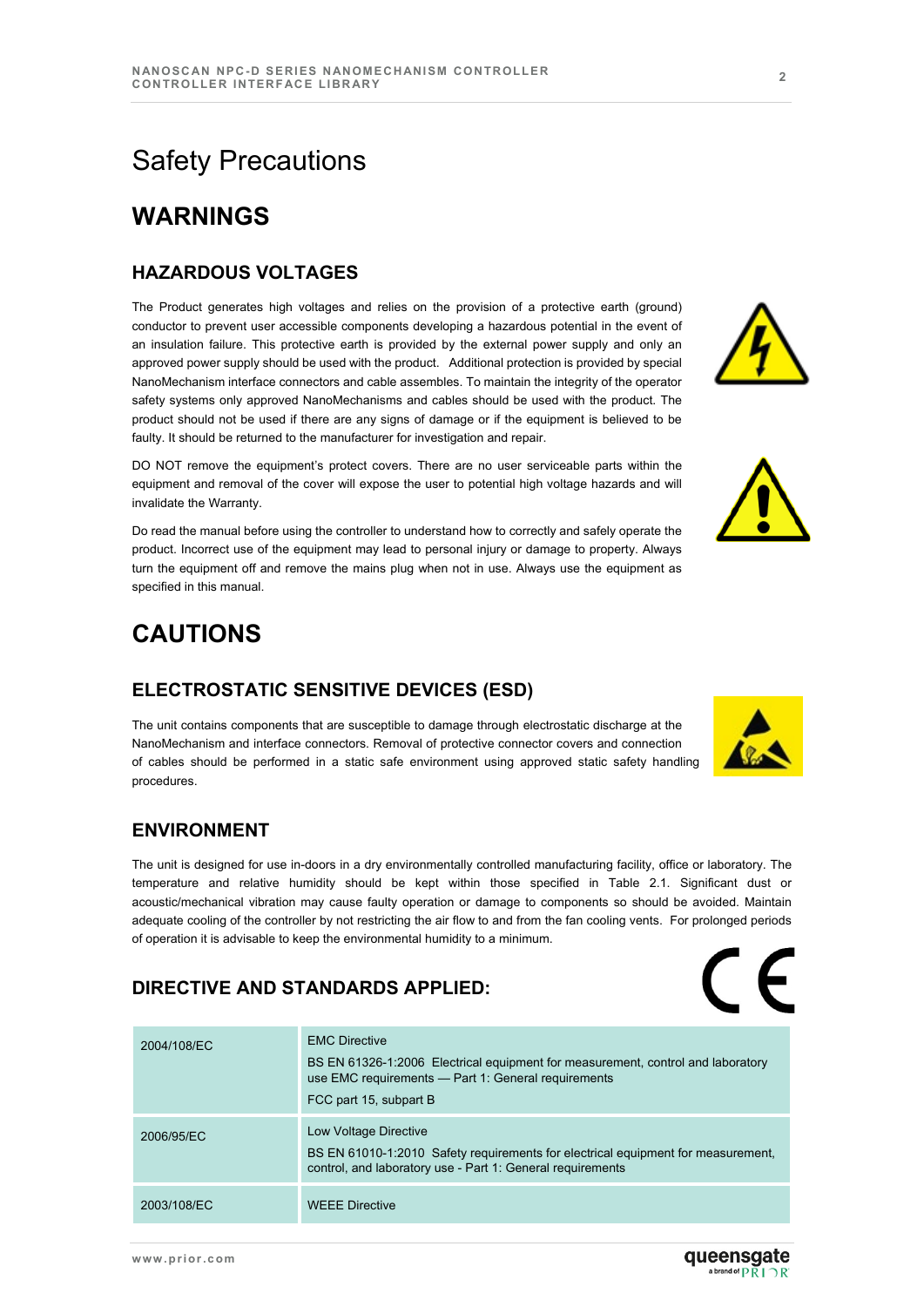# Safety Precautions

## WARNINGS

### HAZARDOUS VOLTAGES

The Product generates high voltages and relies on the provision of a protective earth (ground) conductor to prevent user accessible components developing a hazardous potential in the event of an insulation failure. This protective earth is provided by the external power supply and only an approved power supply should be used with the product. Additional protection is provided by special NanoMechanism interface connectors and cable assembles. To maintain the integrity of the operator safety systems only approved NanoMechanisms and cables should be used with the product. The product should not be used if there are any signs of damage or if the equipment is believed to be faulty. It should be returned to the manufacturer for investigation and repair.

DO NOT remove the equipment's protect covers. There are no user serviceable parts within the equipment and removal of the cover will expose the user to potential high voltage hazards and will invalidate the Warranty.

Do read the manual before using the controller to understand how to correctly and safely operate the product. Incorrect use of the equipment may lead to personal injury or damage to property. Always turn the equipment off and remove the mains plug when not in use. Always use the equipment as specified in this manual.

## CAUTIONS

### ELECTROSTATIC SENSITIVE DEVICES (ESD)

The unit contains components that are susceptible to damage through electrostatic discharge at the NanoMechanism and interface connectors. Removal of protective connector covers and connection of cables should be performed in a static safe environment using approved static safety handling procedures.

### ENVIRONMENT

The unit is designed for use in-doors in a dry environmentally controlled manufacturing facility, office or laboratory. The temperature and relative humidity should be kept within those specified in Table 2.1. Significant dust or acoustic/mechanical vibration may cause faulty operation or damage to components so should be avoided. Maintain adequate cooling of the controller by not restricting the air flow to and from the fan cooling vents. For prolonged periods of operation it is advisable to keep the environmental humidity to a minimum.

### DIRECTIVE AND STANDARDS APPLIED:

| | |
|---|---|
| 2004/108/EC | EMC Directive<br>BS EN 61326-1:2006 Electrical equipment for measurement, control and laboratory use EMC requirements — Part 1: General requirements<br>FCC part 15, subpart B |
| 2006/95/EC | Low Voltage Directive<br>BS EN 61010-1:2010 Safety requirements for electrical equipment for measurement, control, and laboratory use - Part 1: General requirements |
| 2003/108/EC | WEEE Directive |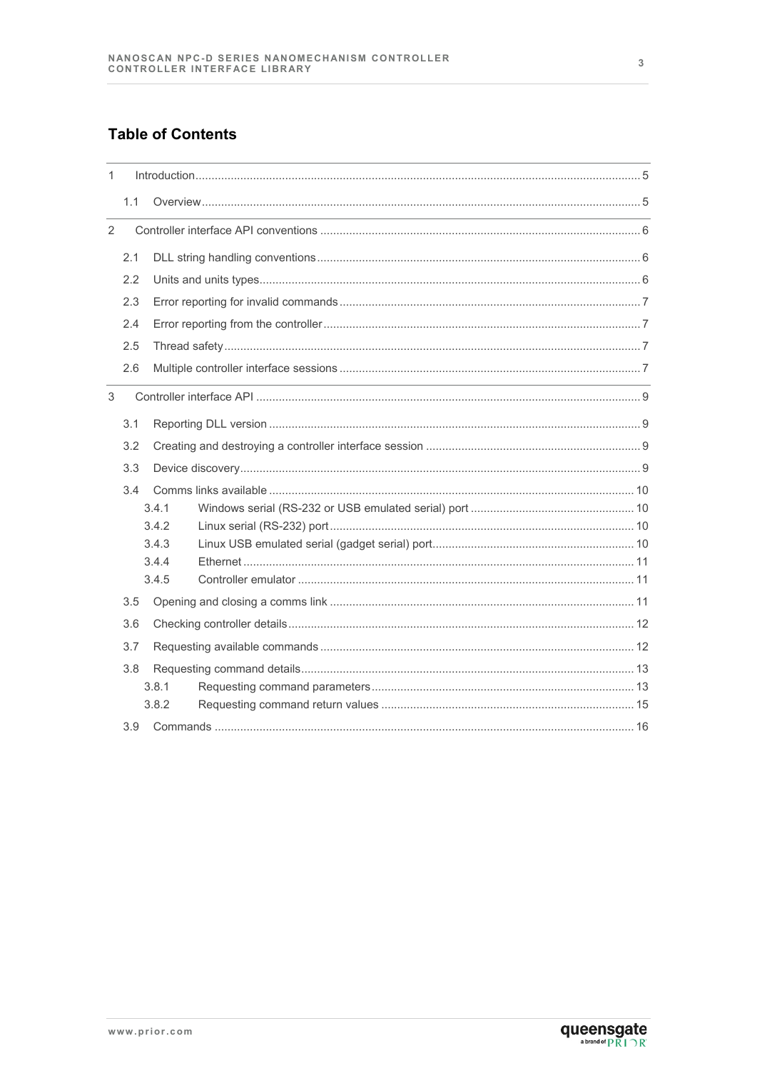## Table of Contents

- 1 Introduction ... 5
  - 1.1 Overview ... 5
- 2 Controller interface API conventions ... 6
  - 2.1 DLL string handling conventions ... 6
  - 2.2 Units and units types ... 6
  - 2.3 Error reporting for invalid commands ... 7
  - 2.4 Error reporting from the controller ... 7
  - 2.5 Thread safety ... 7
  - 2.6 Multiple controller interface sessions ... 7
- 3 Controller interface API ... 9
  - 3.1 Reporting DLL version ... 9
  - 3.2 Creating and destroying a controller interface session ... 9
  - 3.3 Device discovery ... 9
  - 3.4 Comms links available ... 10
    - 3.4.1 Windows serial (RS-232 or USB emulated serial) port ... 10
    - 3.4.2 Linux serial (RS-232) port ... 10
    - 3.4.3 Linux USB emulated serial (gadget serial) port ... 10
    - 3.4.4 Ethernet ... 11
    - 3.4.5 Controller emulator ... 11
  - 3.5 Opening and closing a comms link ... 11
  - 3.6 Checking controller details ... 12
  - 3.7 Requesting available commands ... 12
  - 3.8 Requesting command details ... 13
    - 3.8.1 Requesting command parameters ... 13
    - 3.8.2 Requesting command return values ... 15
  - 3.9 Commands ... 16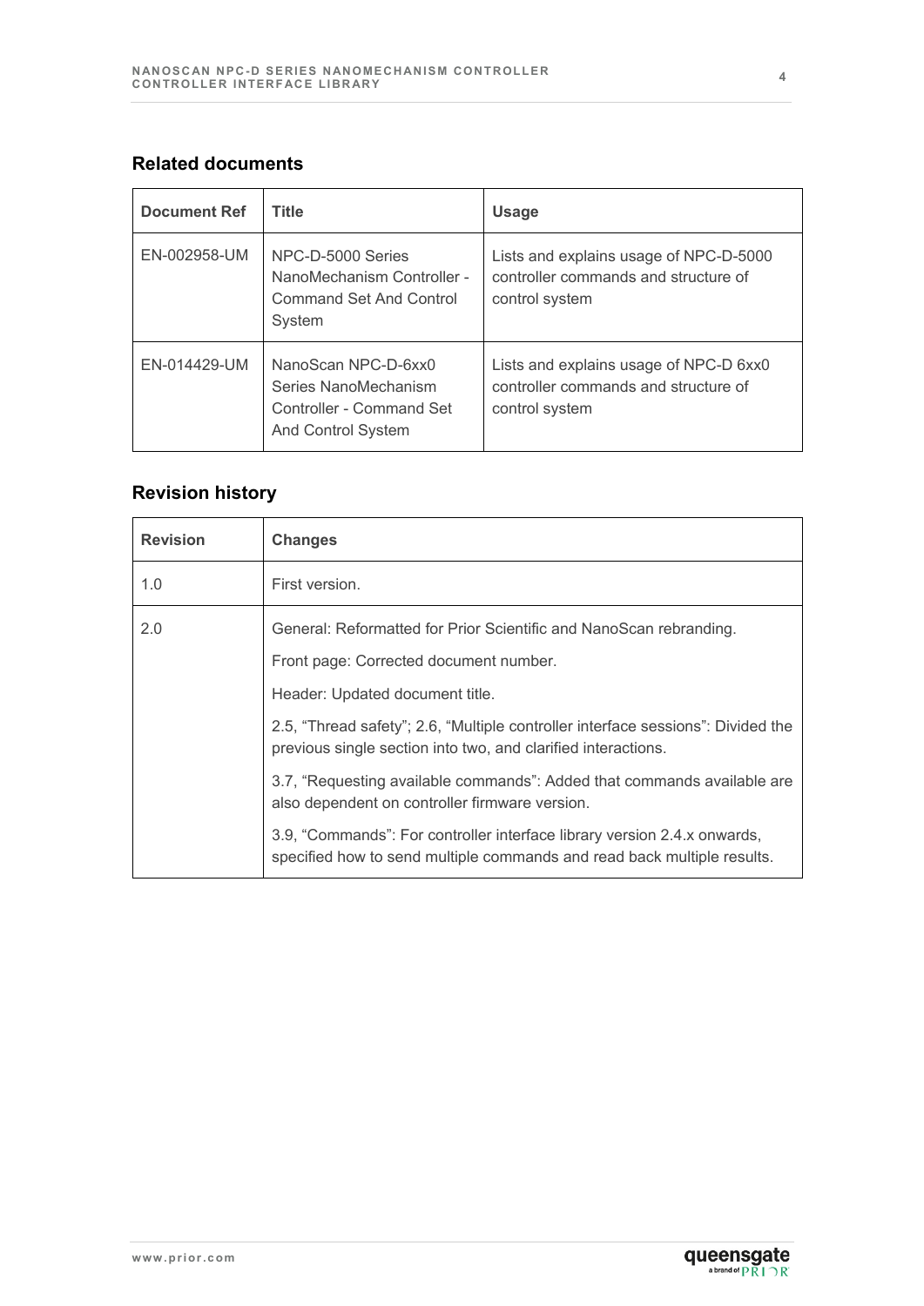## Related documents

| Document Ref | Title | Usage |
|---|---|---|
| EN-002958-UM | NPC-D-5000 Series NanoMechanism Controller - Command Set And Control System | Lists and explains usage of NPC-D-5000 controller commands and structure of control system |
| EN-014429-UM | NanoScan NPC-D-6xx0 Series NanoMechanism Controller - Command Set And Control System | Lists and explains usage of NPC-D 6xx0 controller commands and structure of control system |

## Revision history

| Revision | Changes |
|---|---|
| 1.0 | First version. |
| 2.0 | General: Reformatted for Prior Scientific and NanoScan rebranding.<br>Front page: Corrected document number.<br>Header: Updated document title.<br>2.5, "Thread safety"; 2.6, "Multiple controller interface sessions": Divided the previous single section into two, and clarified interactions.<br>3.7, "Requesting available commands": Added that commands available are also dependent on controller firmware version.<br>3.9, "Commands": For controller interface library version 2.4.x onwards, specified how to send multiple commands and read back multiple results. |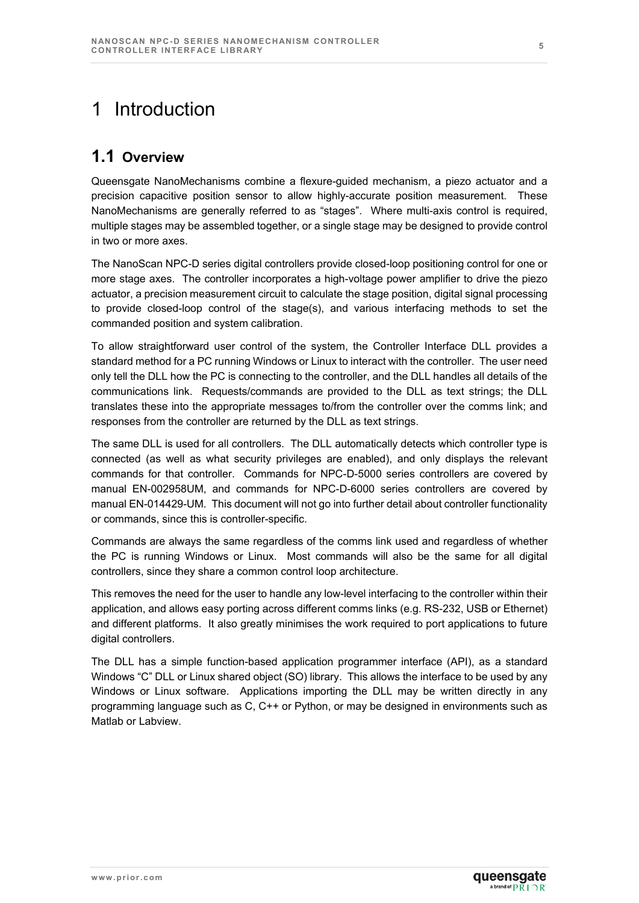# 1 Introduction

## 1.1 Overview

Queensgate NanoMechanisms combine a flexure-guided mechanism, a piezo actuator and a precision capacitive position sensor to allow highly-accurate position measurement. These NanoMechanisms are generally referred to as "stages". Where multi-axis control is required, multiple stages may be assembled together, or a single stage may be designed to provide control in two or more axes.

The NanoScan NPC-D series digital controllers provide closed-loop positioning control for one or more stage axes. The controller incorporates a high-voltage power amplifier to drive the piezo actuator, a precision measurement circuit to calculate the stage position, digital signal processing to provide closed-loop control of the stage(s), and various interfacing methods to set the commanded position and system calibration.

To allow straightforward user control of the system, the Controller Interface DLL provides a standard method for a PC running Windows or Linux to interact with the controller. The user need only tell the DLL how the PC is connecting to the controller, and the DLL handles all details of the communications link. Requests/commands are provided to the DLL as text strings; the DLL translates these into the appropriate messages to/from the controller over the comms link; and responses from the controller are returned by the DLL as text strings.

The same DLL is used for all controllers. The DLL automatically detects which controller type is connected (as well as what security privileges are enabled), and only displays the relevant commands for that controller. Commands for NPC-D-5000 series controllers are covered by manual EN-002958UM, and commands for NPC-D-6000 series controllers are covered by manual EN-014429-UM. This document will not go into further detail about controller functionality or commands, since this is controller-specific.

Commands are always the same regardless of the comms link used and regardless of whether the PC is running Windows or Linux. Most commands will also be the same for all digital controllers, since they share a common control loop architecture.

This removes the need for the user to handle any low-level interfacing to the controller within their application, and allows easy porting across different comms links (e.g. RS-232, USB or Ethernet) and different platforms. It also greatly minimises the work required to port applications to future digital controllers.

The DLL has a simple function-based application programmer interface (API), as a standard Windows "C" DLL or Linux shared object (SO) library. This allows the interface to be used by any Windows or Linux software. Applications importing the DLL may be written directly in any programming language such as C, C++ or Python, or may be designed in environments such as Matlab or Labview.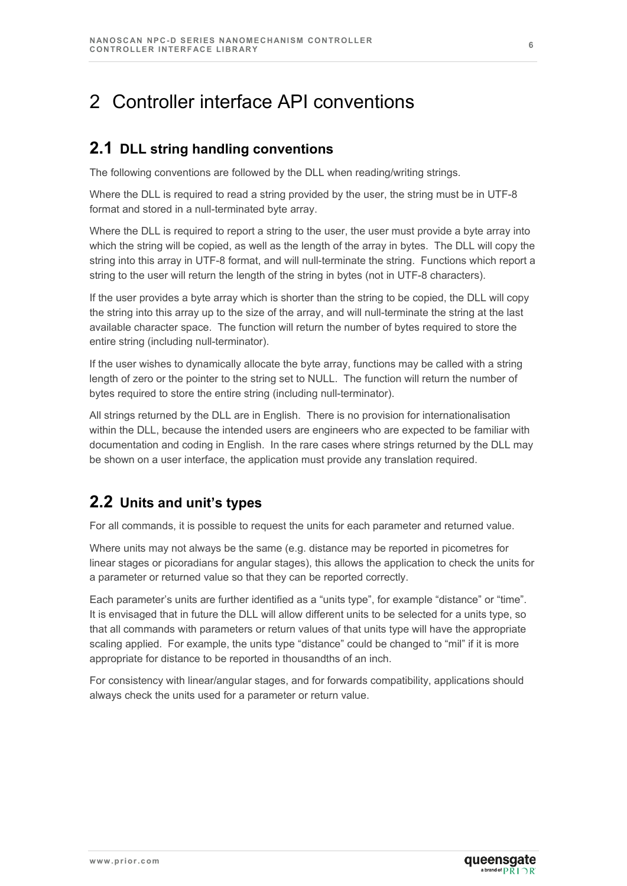# 2 Controller interface API conventions

## 2.1 DLL string handling conventions

The following conventions are followed by the DLL when reading/writing strings.

Where the DLL is required to read a string provided by the user, the string must be in UTF-8 format and stored in a null-terminated byte array.

Where the DLL is required to report a string to the user, the user must provide a byte array into which the string will be copied, as well as the length of the array in bytes. The DLL will copy the string into this array in UTF-8 format, and will null-terminate the string. Functions which report a string to the user will return the length of the string in bytes (not in UTF-8 characters).

If the user provides a byte array which is shorter than the string to be copied, the DLL will copy the string into this array up to the size of the array, and will null-terminate the string at the last available character space. The function will return the number of bytes required to store the entire string (including null-terminator).

If the user wishes to dynamically allocate the byte array, functions may be called with a string length of zero or the pointer to the string set to NULL. The function will return the number of bytes required to store the entire string (including null-terminator).

All strings returned by the DLL are in English. There is no provision for internationalisation within the DLL, because the intended users are engineers who are expected to be familiar with documentation and coding in English. In the rare cases where strings returned by the DLL may be shown on a user interface, the application must provide any translation required.

## 2.2 Units and unit's types

For all commands, it is possible to request the units for each parameter and returned value.

Where units may not always be the same (e.g. distance may be reported in picometres for linear stages or picoradians for angular stages), this allows the application to check the units for a parameter or returned value so that they can be reported correctly.

Each parameter's units are further identified as a "units type", for example "distance" or "time". It is envisaged that in future the DLL will allow different units to be selected for a units type, so that all commands with parameters or return values of that units type will have the appropriate scaling applied. For example, the units type "distance" could be changed to "mil" if it is more appropriate for distance to be reported in thousandths of an inch.

For consistency with linear/angular stages, and for forwards compatibility, applications should always check the units used for a parameter or return value.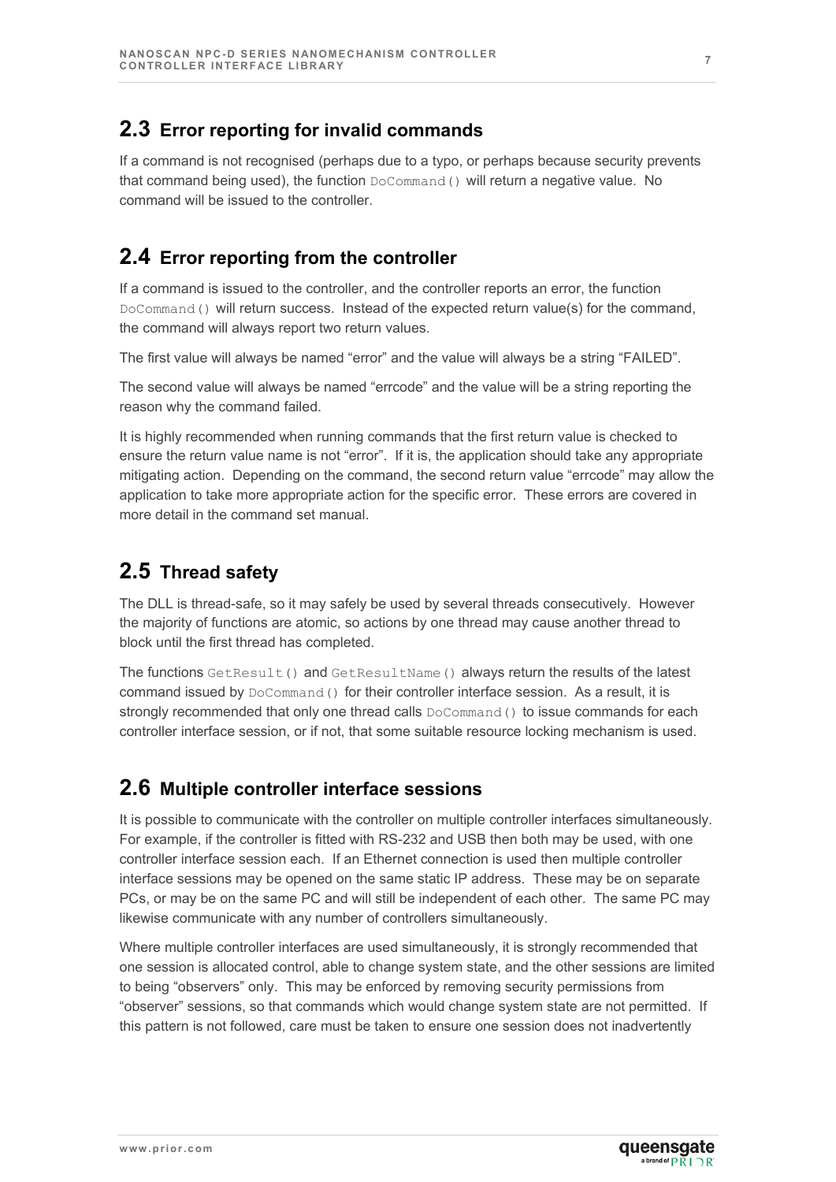## 2.3 Error reporting for invalid commands

If a command is not recognised (perhaps due to a typo, or perhaps because security prevents that command being used), the function `DoCommand()` will return a negative value. No command will be issued to the controller.

## 2.4 Error reporting from the controller

If a command is issued to the controller, and the controller reports an error, the function `DoCommand()` will return success. Instead of the expected return value(s) for the command, the command will always report two return values.

The first value will always be named "error" and the value will always be a string "FAILED".

The second value will always be named "errcode" and the value will be a string reporting the reason why the command failed.

It is highly recommended when running commands that the first return value is checked to ensure the return value name is not "error". If it is, the application should take any appropriate mitigating action. Depending on the command, the second return value "errcode" may allow the application to take more appropriate action for the specific error. These errors are covered in more detail in the command set manual.

## 2.5 Thread safety

The DLL is thread-safe, so it may safely be used by several threads consecutively. However the majority of functions are atomic, so actions by one thread may cause another thread to block until the first thread has completed.

The functions `GetResult()` and `GetResultName()` always return the results of the latest command issued by `DoCommand()` for their controller interface session. As a result, it is strongly recommended that only one thread calls `DoCommand()` to issue commands for each controller interface session, or if not, that some suitable resource locking mechanism is used.

## 2.6 Multiple controller interface sessions

It is possible to communicate with the controller on multiple controller interfaces simultaneously. For example, if the controller is fitted with RS-232 and USB then both may be used, with one controller interface session each. If an Ethernet connection is used then multiple controller interface sessions may be opened on the same static IP address. These may be on separate PCs, or may be on the same PC and will still be independent of each other. The same PC may likewise communicate with any number of controllers simultaneously.

Where multiple controller interfaces are used simultaneously, it is strongly recommended that one session is allocated control, able to change system state, and the other sessions are limited to being "observers" only. This may be enforced by removing security permissions from "observer" sessions, so that commands which would change system state are not permitted. If this pattern is not followed, care must be taken to ensure one session does not inadvertently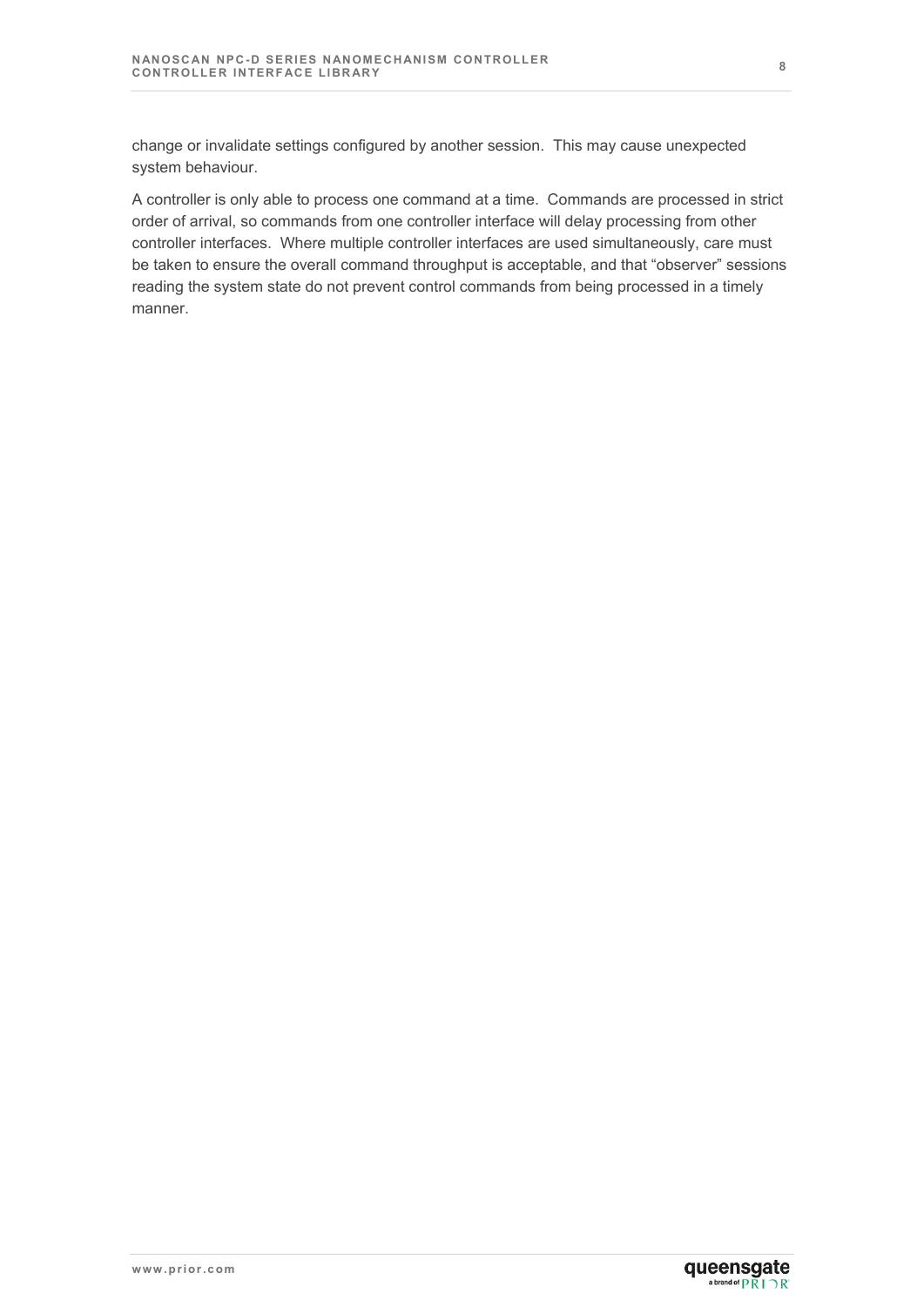change or invalidate settings configured by another session.  This may cause unexpected system behaviour.

A controller is only able to process one command at a time.  Commands are processed in strict order of arrival, so commands from one controller interface will delay processing from other controller interfaces.  Where multiple controller interfaces are used simultaneously, care must be taken to ensure the overall command throughput is acceptable, and that “observer” sessions reading the system state do not prevent control commands from being processed in a timely manner.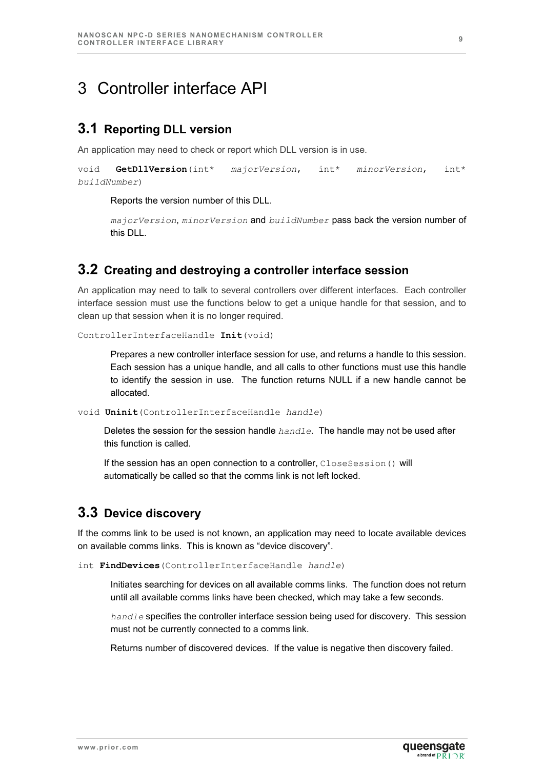# 3 Controller interface API

## 3.1 Reporting DLL version

An application may need to check or report which DLL version is in use.

`void` **`GetDllVersion`**`(int*` *`majorVersion`*`, int*` *`minorVersion`*`, int*` *`buildNumber`*`)`

Reports the version number of this DLL.

*`majorVersion`*, *`minorVersion`* and *`buildNumber`* pass back the version number of this DLL.

## 3.2 Creating and destroying a controller interface session

An application may need to talk to several controllers over different interfaces. Each controller interface session must use the functions below to get a unique handle for that session, and to clean up that session when it is no longer required.

`ControllerInterfaceHandle` **`Init`**`(void)`

Prepares a new controller interface session for use, and returns a handle to this session. Each session has a unique handle, and all calls to other functions must use this handle to identify the session in use. The function returns NULL if a new handle cannot be allocated.

`void` **`Uninit`**`(ControllerInterfaceHandle` *`handle`*`)`

Deletes the session for the session handle *`handle`*. The handle may not be used after this function is called.

If the session has an open connection to a controller, `CloseSession()` will automatically be called so that the comms link is not left locked.

## 3.3 Device discovery

If the comms link to be used is not known, an application may need to locate available devices on available comms links. This is known as "device discovery".

`int` **`FindDevices`**`(ControllerInterfaceHandle` *`handle`*`)`

Initiates searching for devices on all available comms links. The function does not return until all available comms links have been checked, which may take a few seconds.

*`handle`* specifies the controller interface session being used for discovery. This session must not be currently connected to a comms link.

Returns number of discovered devices. If the value is negative then discovery failed.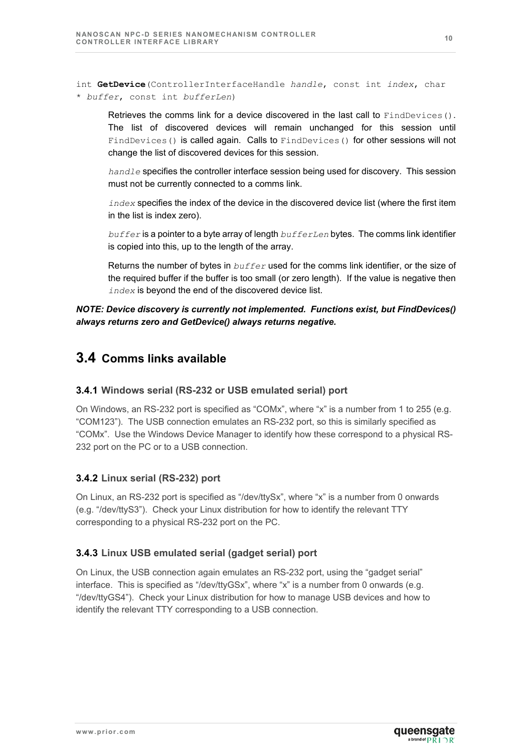`int` **`GetDevice`**`(ControllerInterfaceHandle` *`handle`*`, const int` *`index`*`, char *` *`buffer`*`, const int` *`bufferLen`*`)`

Retrieves the comms link for a device discovered in the last call to `FindDevices()`. The list of discovered devices will remain unchanged for this session until `FindDevices()` is called again. Calls to `FindDevices()` for other sessions will not change the list of discovered devices for this session.

*`handle`* specifies the controller interface session being used for discovery. This session must not be currently connected to a comms link.

*`index`* specifies the index of the device in the discovered device list (where the first item in the list is index zero).

*`buffer`* is a pointer to a byte array of length *`bufferLen`* bytes. The comms link identifier is copied into this, up to the length of the array.

Returns the number of bytes in *`buffer`* used for the comms link identifier, or the size of the required buffer if the buffer is too small (or zero length). If the value is negative then *`index`* is beyond the end of the discovered device list.

***NOTE: Device discovery is currently not implemented. Functions exist, but FindDevices() always returns zero and GetDevice() always returns negative.***

## 3.4 Comms links available

### 3.4.1 Windows serial (RS-232 or USB emulated serial) port

On Windows, an RS-232 port is specified as "COMx", where "x" is a number from 1 to 255 (e.g. "COM123"). The USB connection emulates an RS-232 port, so this is similarly specified as "COMx". Use the Windows Device Manager to identify how these correspond to a physical RS-232 port on the PC or to a USB connection.

### 3.4.2 Linux serial (RS-232) port

On Linux, an RS-232 port is specified as "/dev/ttySx", where "x" is a number from 0 onwards (e.g. "/dev/ttyS3"). Check your Linux distribution for how to identify the relevant TTY corresponding to a physical RS-232 port on the PC.

### 3.4.3 Linux USB emulated serial (gadget serial) port

On Linux, the USB connection again emulates an RS-232 port, using the "gadget serial" interface. This is specified as "/dev/ttyGSx", where "x" is a number from 0 onwards (e.g. "/dev/ttyGS4"). Check your Linux distribution for how to manage USB devices and how to identify the relevant TTY corresponding to a USB connection.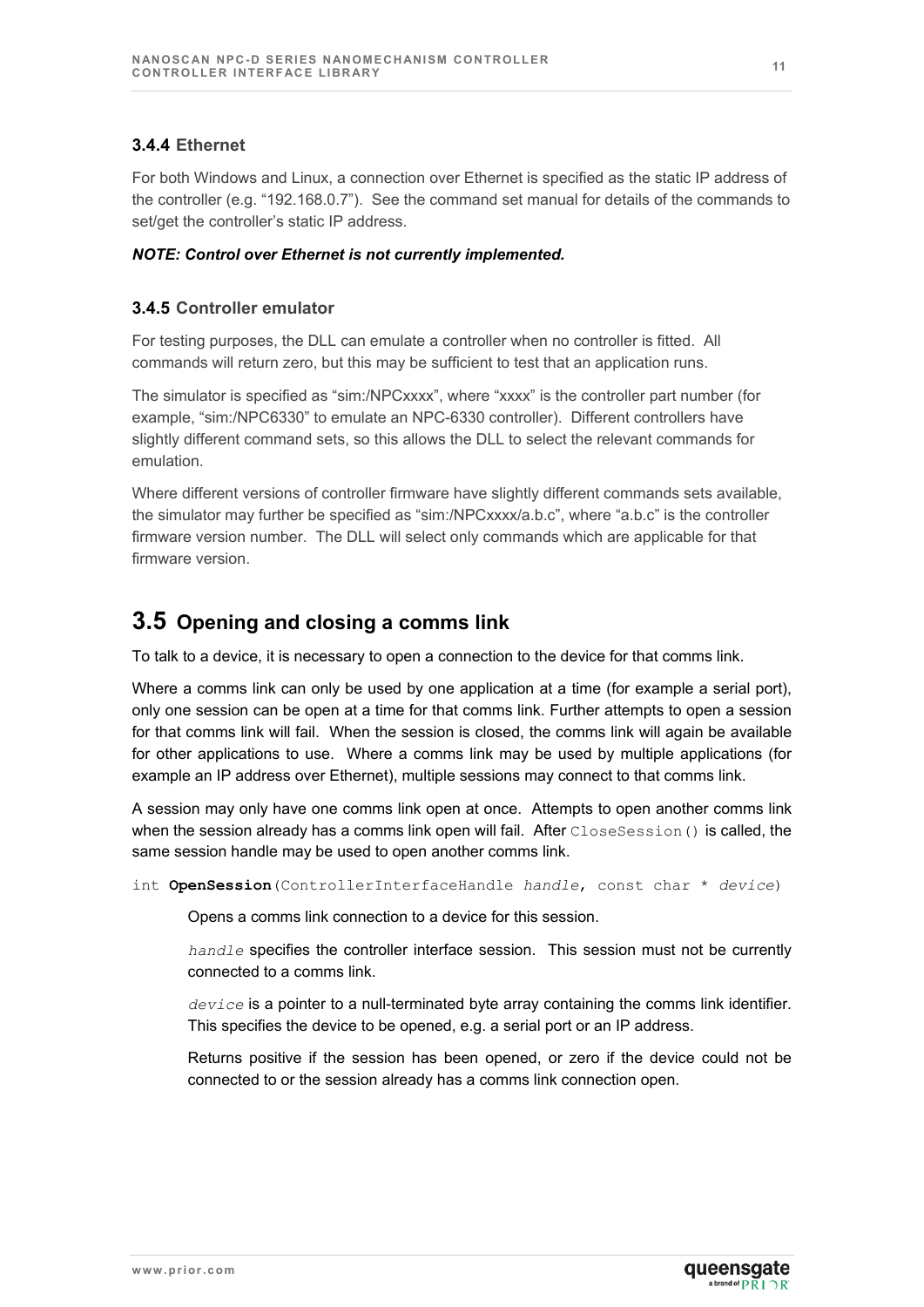### 3.4.4 Ethernet

For both Windows and Linux, a connection over Ethernet is specified as the static IP address of the controller (e.g. “192.168.0.7”). See the command set manual for details of the commands to set/get the controller’s static IP address.

***NOTE: Control over Ethernet is not currently implemented.***

### 3.4.5 Controller emulator

For testing purposes, the DLL can emulate a controller when no controller is fitted. All commands will return zero, but this may be sufficient to test that an application runs.

The simulator is specified as “sim:/NPCxxxx”, where “xxxx” is the controller part number (for example, “sim:/NPC6330” to emulate an NPC-6330 controller). Different controllers have slightly different command sets, so this allows the DLL to select the relevant commands for emulation.

Where different versions of controller firmware have slightly different commands sets available, the simulator may further be specified as “sim:/NPCxxxx/a.b.c”, where “a.b.c” is the controller firmware version number. The DLL will select only commands which are applicable for that firmware version.

## 3.5 Opening and closing a comms link

To talk to a device, it is necessary to open a connection to the device for that comms link.

Where a comms link can only be used by one application at a time (for example a serial port), only one session can be open at a time for that comms link. Further attempts to open a session for that comms link will fail. When the session is closed, the comms link will again be available for other applications to use. Where a comms link may be used by multiple applications (for example an IP address over Ethernet), multiple sessions may connect to that comms link.

A session may only have one comms link open at once. Attempts to open another comms link when the session already has a comms link open will fail. After `CloseSession()` is called, the same session handle may be used to open another comms link.

`int` **`OpenSession`**`(ControllerInterfaceHandle` *`handle`*`, const char *` *`device`*`)`

> Opens a comms link connection to a device for this session.
>
> *`handle`* specifies the controller interface session. This session must not be currently connected to a comms link.
>
> *`device`* is a pointer to a null-terminated byte array containing the comms link identifier. This specifies the device to be opened, e.g. a serial port or an IP address.
>
> Returns positive if the session has been opened, or zero if the device could not be connected to or the session already has a comms link connection open.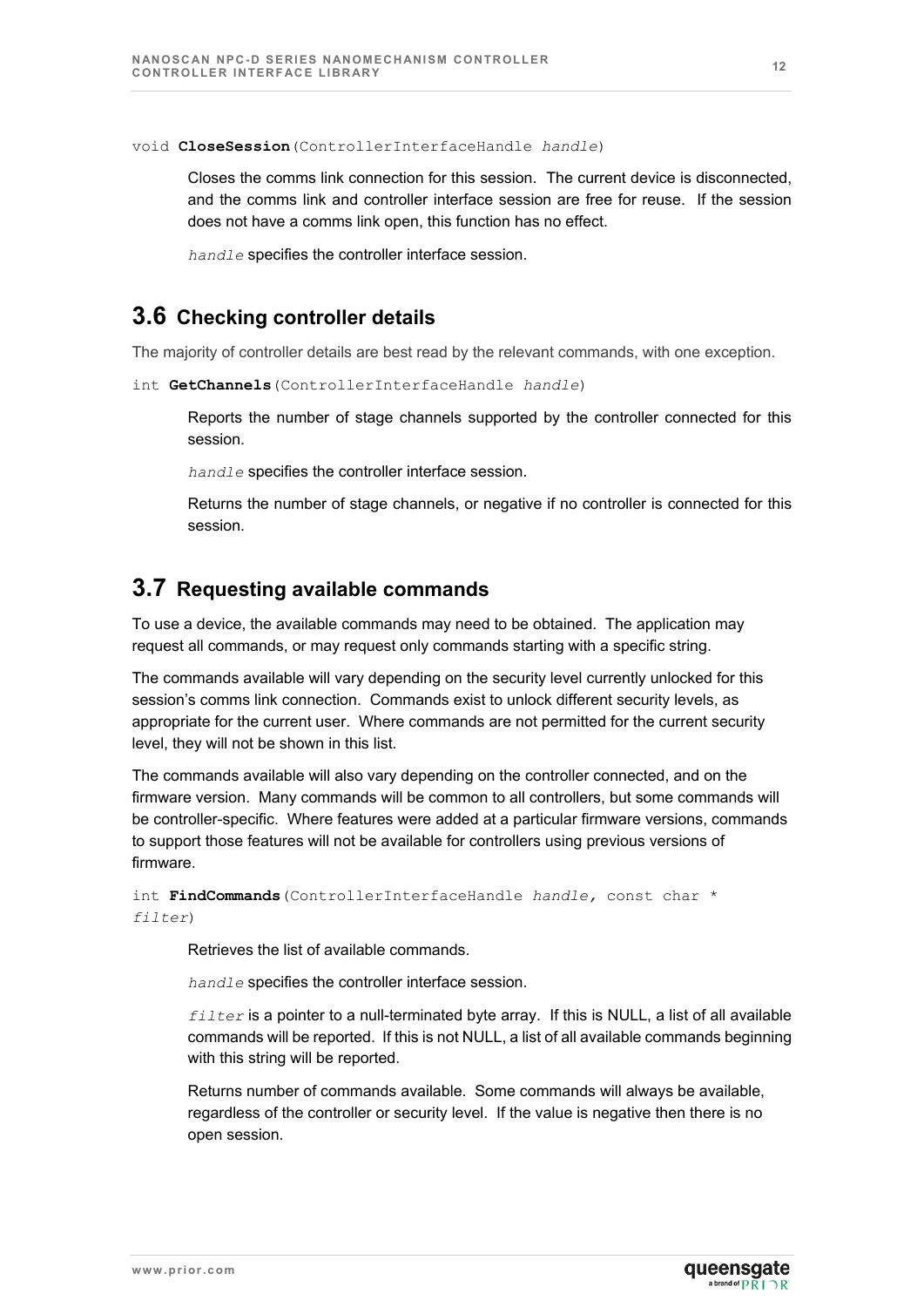`void CloseSession(ControllerInterfaceHandle handle)`

Closes the comms link connection for this session. The current device is disconnected, and the comms link and controller interface session are free for reuse. If the session does not have a comms link open, this function has no effect.

*handle* specifies the controller interface session.

## 3.6 Checking controller details

The majority of controller details are best read by the relevant commands, with one exception.

`int GetChannels(ControllerInterfaceHandle handle)`

Reports the number of stage channels supported by the controller connected for this session.

*handle* specifies the controller interface session.

Returns the number of stage channels, or negative if no controller is connected for this session.

## 3.7 Requesting available commands

To use a device, the available commands may need to be obtained. The application may request all commands, or may request only commands starting with a specific string.

The commands available will vary depending on the security level currently unlocked for this session's comms link connection. Commands exist to unlock different security levels, as appropriate for the current user. Where commands are not permitted for the current security level, they will not be shown in this list.

The commands available will also vary depending on the controller connected, and on the firmware version. Many commands will be common to all controllers, but some commands will be controller-specific. Where features were added at a particular firmware versions, commands to support those features will not be available for controllers using previous versions of firmware.

`int FindCommands(ControllerInterfaceHandle handle, const char * filter)`

Retrieves the list of available commands.

*handle* specifies the controller interface session.

*filter* is a pointer to a null-terminated byte array. If this is NULL, a list of all available commands will be reported. If this is not NULL, a list of all available commands beginning with this string will be reported.

Returns number of commands available. Some commands will always be available, regardless of the controller or security level. If the value is negative then there is no open session.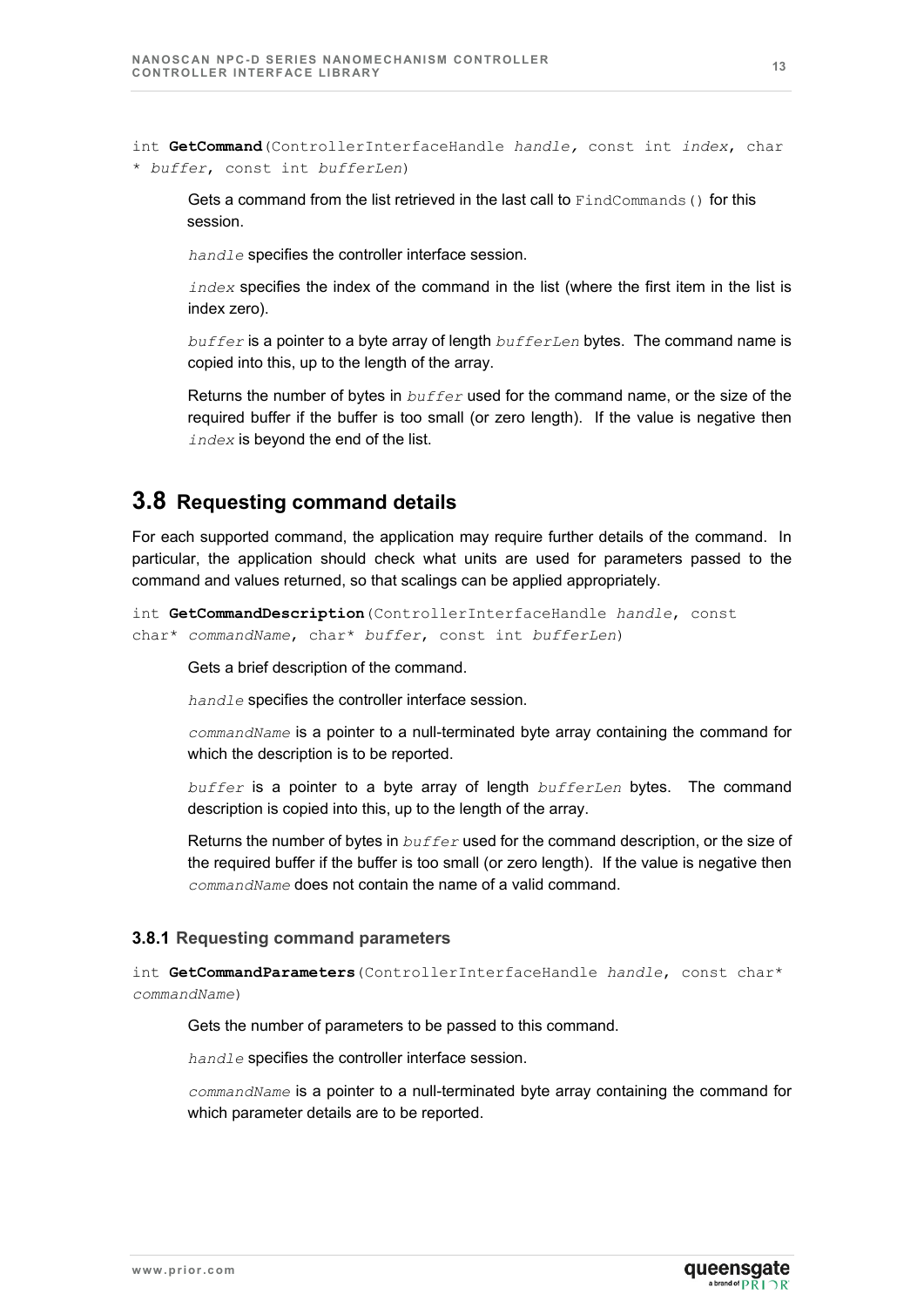int **GetCommand**(ControllerInterfaceHandle *handle,* const int *index*, char * *buffer*, const int *bufferLen*)

Gets a command from the list retrieved in the last call to `FindCommands()` for this session.

*handle* specifies the controller interface session.

*index* specifies the index of the command in the list (where the first item in the list is index zero).

*buffer* is a pointer to a byte array of length *bufferLen* bytes. The command name is copied into this, up to the length of the array.

Returns the number of bytes in *buffer* used for the command name, or the size of the required buffer if the buffer is too small (or zero length). If the value is negative then *index* is beyond the end of the list.

## 3.8 Requesting command details

For each supported command, the application may require further details of the command. In particular, the application should check what units are used for parameters passed to the command and values returned, so that scalings can be applied appropriately.

int **GetCommandDescription**(ControllerInterfaceHandle *handle*, const char* *commandName*, char* *buffer*, const int *bufferLen*)

Gets a brief description of the command.

*handle* specifies the controller interface session.

*commandName* is a pointer to a null-terminated byte array containing the command for which the description is to be reported.

*buffer* is a pointer to a byte array of length *bufferLen* bytes. The command description is copied into this, up to the length of the array.

Returns the number of bytes in *buffer* used for the command description, or the size of the required buffer if the buffer is too small (or zero length). If the value is negative then *commandName* does not contain the name of a valid command.

### 3.8.1 Requesting command parameters

int **GetCommandParameters**(ControllerInterfaceHandle *handle*, const char* *commandName*)

Gets the number of parameters to be passed to this command.

*handle* specifies the controller interface session.

*commandName* is a pointer to a null-terminated byte array containing the command for which parameter details are to be reported.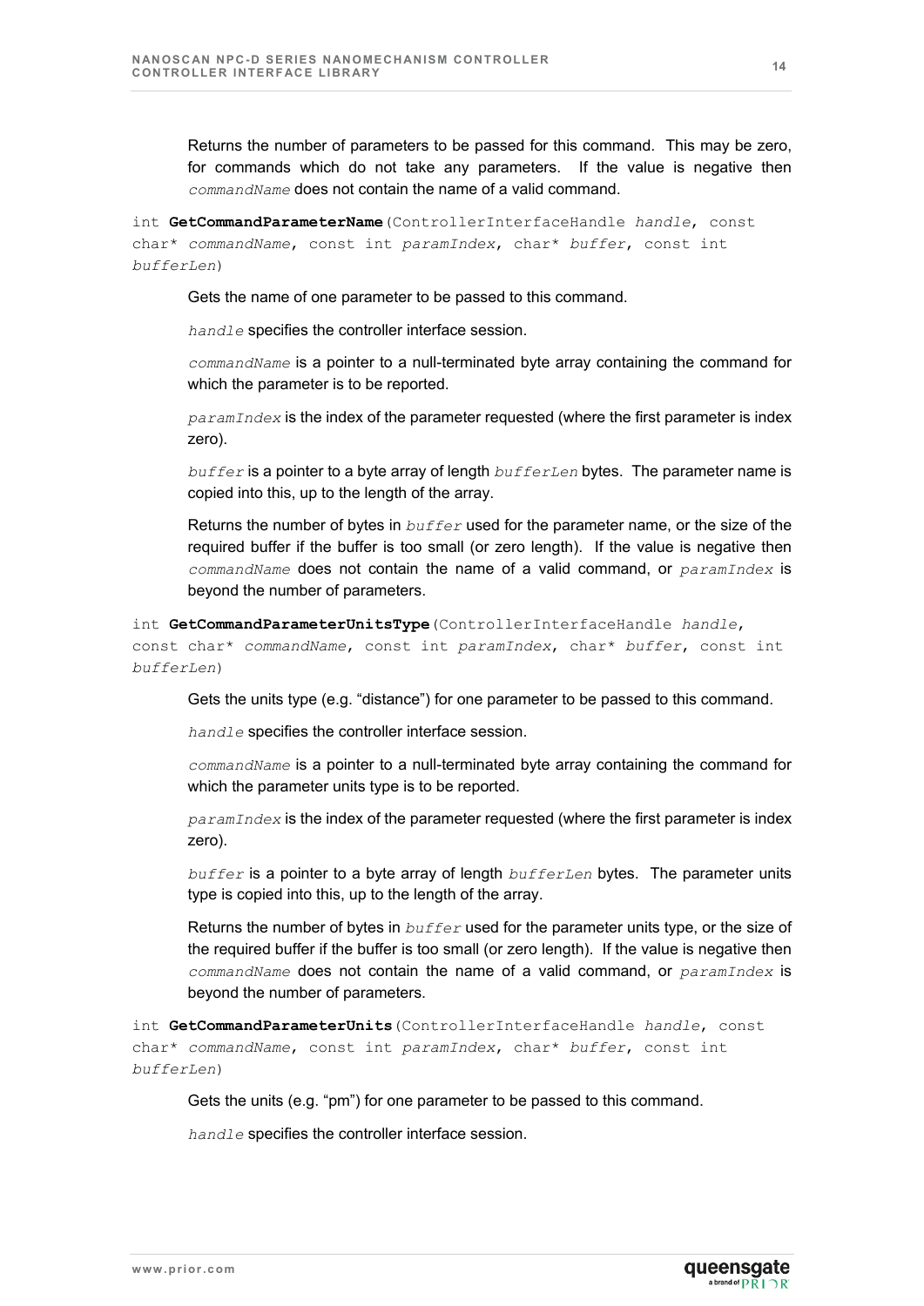Returns the number of parameters to be passed for this command. This may be zero, for commands which do not take any parameters. If the value is negative then *commandName* does not contain the name of a valid command.

int **GetCommandParameterName**(ControllerInterfaceHandle *handle*, const char* *commandName*, const int *paramIndex*, char* *buffer*, const int *bufferLen*)

Gets the name of one parameter to be passed to this command.

*handle* specifies the controller interface session.

*commandName* is a pointer to a null-terminated byte array containing the command for which the parameter is to be reported.

*paramIndex* is the index of the parameter requested (where the first parameter is index zero).

*buffer* is a pointer to a byte array of length *bufferLen* bytes. The parameter name is copied into this, up to the length of the array.

Returns the number of bytes in *buffer* used for the parameter name, or the size of the required buffer if the buffer is too small (or zero length). If the value is negative then *commandName* does not contain the name of a valid command, or *paramIndex* is beyond the number of parameters.

int **GetCommandParameterUnitsType**(ControllerInterfaceHandle *handle*, const char* *commandName*, const int *paramIndex*, char* *buffer*, const int *bufferLen*)

Gets the units type (e.g. "distance") for one parameter to be passed to this command.

*handle* specifies the controller interface session.

*commandName* is a pointer to a null-terminated byte array containing the command for which the parameter units type is to be reported.

*paramIndex* is the index of the parameter requested (where the first parameter is index zero).

*buffer* is a pointer to a byte array of length *bufferLen* bytes. The parameter units type is copied into this, up to the length of the array.

Returns the number of bytes in *buffer* used for the parameter units type, or the size of the required buffer if the buffer is too small (or zero length). If the value is negative then *commandName* does not contain the name of a valid command, or *paramIndex* is beyond the number of parameters.

int **GetCommandParameterUnits**(ControllerInterfaceHandle *handle*, const char* *commandName*, const int *paramIndex*, char* *buffer*, const int *bufferLen*)

Gets the units (e.g. "pm") for one parameter to be passed to this command.

*handle* specifies the controller interface session.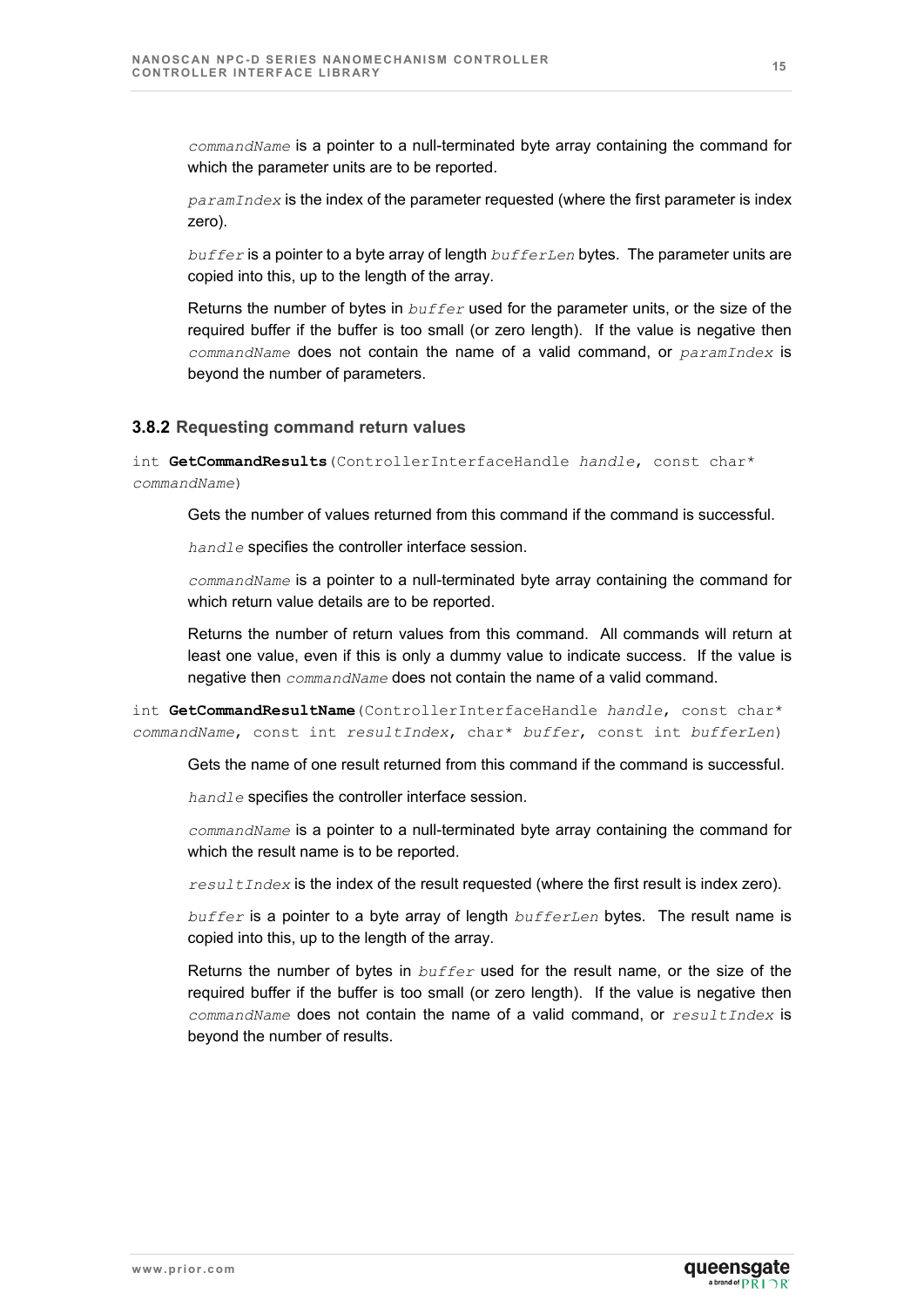*commandName* is a pointer to a null-terminated byte array containing the command for which the parameter units are to be reported.

*paramIndex* is the index of the parameter requested (where the first parameter is index zero).

*buffer* is a pointer to a byte array of length *bufferLen* bytes. The parameter units are copied into this, up to the length of the array.

Returns the number of bytes in *buffer* used for the parameter units, or the size of the required buffer if the buffer is too small (or zero length). If the value is negative then *commandName* does not contain the name of a valid command, or *paramIndex* is beyond the number of parameters.

### 3.8.2 Requesting command return values

int **GetCommandResults**(ControllerInterfaceHandle *handle*, const char* *commandName*)

Gets the number of values returned from this command if the command is successful.

*handle* specifies the controller interface session.

*commandName* is a pointer to a null-terminated byte array containing the command for which return value details are to be reported.

Returns the number of return values from this command. All commands will return at least one value, even if this is only a dummy value to indicate success. If the value is negative then *commandName* does not contain the name of a valid command.

int **GetCommandResultName**(ControllerInterfaceHandle *handle*, const char* *commandName*, const int *resultIndex*, char* *buffer*, const int *bufferLen*)

Gets the name of one result returned from this command if the command is successful.

*handle* specifies the controller interface session.

*commandName* is a pointer to a null-terminated byte array containing the command for which the result name is to be reported.

*resultIndex* is the index of the result requested (where the first result is index zero).

*buffer* is a pointer to a byte array of length *bufferLen* bytes. The result name is copied into this, up to the length of the array.

Returns the number of bytes in *buffer* used for the result name, or the size of the required buffer if the buffer is too small (or zero length). If the value is negative then *commandName* does not contain the name of a valid command, or *resultIndex* is beyond the number of results.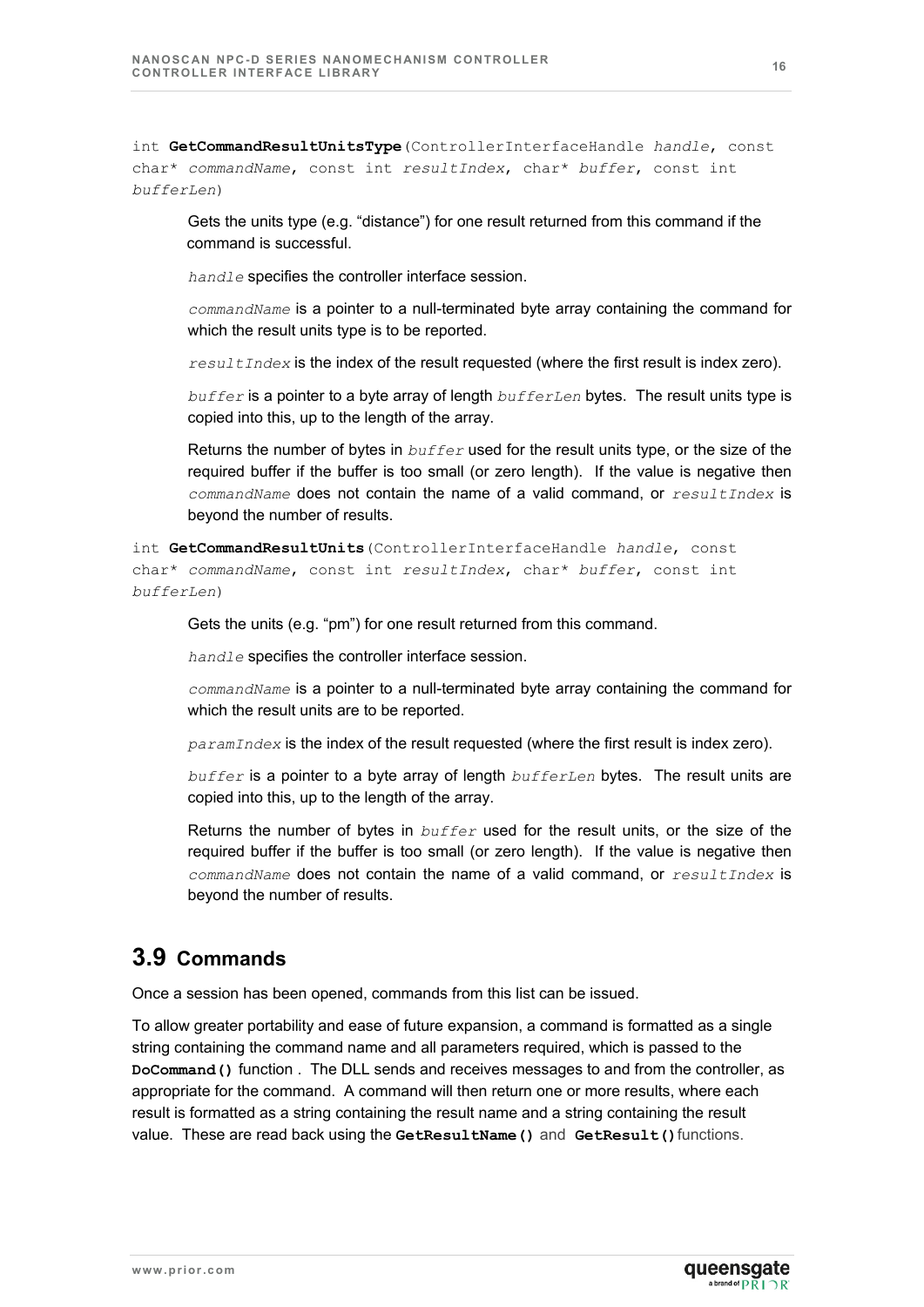`int` **`GetCommandResultUnitsType`**`(ControllerInterfaceHandle` *`handle`*`, const char*` *`commandName`*`, const int` *`resultIndex`*`, char*` *`buffer`*`, const int` *`bufferLen`*`)`

> Gets the units type (e.g. “distance”) for one result returned from this command if the command is successful.
>
> *`handle`* specifies the controller interface session.
>
> *`commandName`* is a pointer to a null-terminated byte array containing the command for which the result units type is to be reported.
>
> *`resultIndex`* is the index of the result requested (where the first result is index zero).
>
> *`buffer`* is a pointer to a byte array of length *`bufferLen`* bytes. The result units type is copied into this, up to the length of the array.
>
> Returns the number of bytes in *`buffer`* used for the result units type, or the size of the required buffer if the buffer is too small (or zero length). If the value is negative then *`commandName`* does not contain the name of a valid command, or *`resultIndex`* is beyond the number of results.

`int` **`GetCommandResultUnits`**`(ControllerInterfaceHandle` *`handle`*`, const char*` *`commandName`*`, const int` *`resultIndex`*`, char*` *`buffer`*`, const int` *`bufferLen`*`)`

> Gets the units (e.g. “pm”) for one result returned from this command.
>
> *`handle`* specifies the controller interface session.
>
> *`commandName`* is a pointer to a null-terminated byte array containing the command for which the result units are to be reported.
>
> *`paramIndex`* is the index of the result requested (where the first result is index zero).
>
> *`buffer`* is a pointer to a byte array of length *`bufferLen`* bytes. The result units are copied into this, up to the length of the array.
>
> Returns the number of bytes in *`buffer`* used for the result units, or the size of the required buffer if the buffer is too small (or zero length). If the value is negative then *`commandName`* does not contain the name of a valid command, or *`resultIndex`* is beyond the number of results.

## 3.9 Commands

Once a session has been opened, commands from this list can be issued.

To allow greater portability and ease of future expansion, a command is formatted as a single string containing the command name and all parameters required, which is passed to the **`DoCommand()`** function . The DLL sends and receives messages to and from the controller, as appropriate for the command. A command will then return one or more results, where each result is formatted as a string containing the result name and a string containing the result value. These are read back using the **`GetResultName()`** and **`GetResult()`** functions.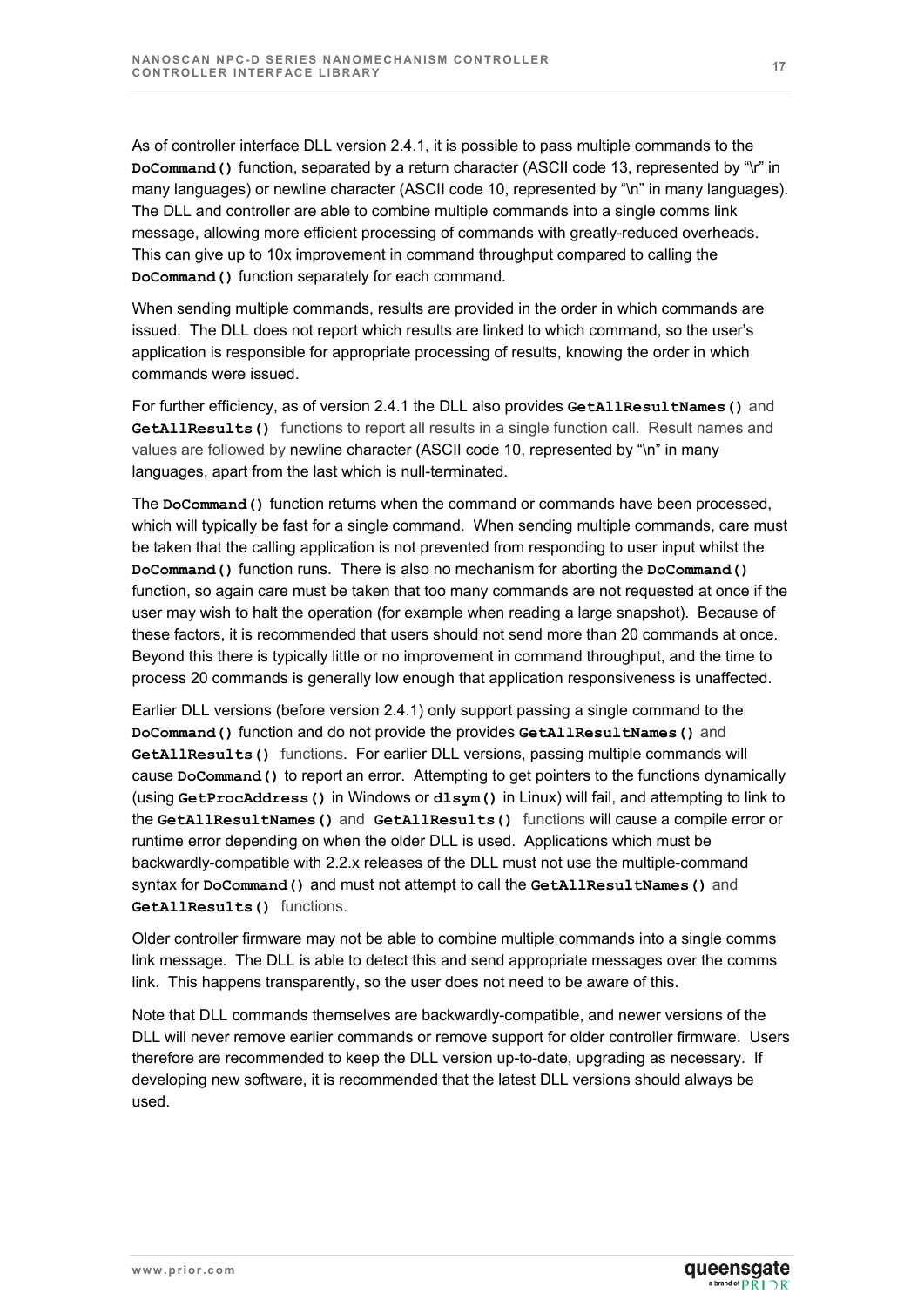As of controller interface DLL version 2.4.1, it is possible to pass multiple commands to the **DoCommand()** function, separated by a return character (ASCII code 13, represented by "\r" in many languages) or newline character (ASCII code 10, represented by "\n" in many languages). The DLL and controller are able to combine multiple commands into a single comms link message, allowing more efficient processing of commands with greatly-reduced overheads. This can give up to 10x improvement in command throughput compared to calling the **DoCommand()** function separately for each command.

When sending multiple commands, results are provided in the order in which commands are issued. The DLL does not report which results are linked to which command, so the user's application is responsible for appropriate processing of results, knowing the order in which commands were issued.

For further efficiency, as of version 2.4.1 the DLL also provides **GetAllResultNames()** and **GetAllResults()** functions to report all results in a single function call. Result names and values are followed by newline character (ASCII code 10, represented by "\n" in many languages, apart from the last which is null-terminated.

The **DoCommand()** function returns when the command or commands have been processed, which will typically be fast for a single command. When sending multiple commands, care must be taken that the calling application is not prevented from responding to user input whilst the **DoCommand()** function runs. There is also no mechanism for aborting the **DoCommand()** function, so again care must be taken that too many commands are not requested at once if the user may wish to halt the operation (for example when reading a large snapshot). Because of these factors, it is recommended that users should not send more than 20 commands at once. Beyond this there is typically little or no improvement in command throughput, and the time to process 20 commands is generally low enough that application responsiveness is unaffected.

Earlier DLL versions (before version 2.4.1) only support passing a single command to the **DoCommand()** function and do not provide the provides **GetAllResultNames()** and **GetAllResults()** functions. For earlier DLL versions, passing multiple commands will cause **DoCommand()** to report an error. Attempting to get pointers to the functions dynamically (using **GetProcAddress()** in Windows or **dlsym()** in Linux) will fail, and attempting to link to the **GetAllResultNames()** and **GetAllResults()** functions will cause a compile error or runtime error depending on when the older DLL is used. Applications which must be backwardly-compatible with 2.2.x releases of the DLL must not use the multiple-command syntax for **DoCommand()** and must not attempt to call the **GetAllResultNames()** and **GetAllResults()** functions.

Older controller firmware may not be able to combine multiple commands into a single comms link message. The DLL is able to detect this and send appropriate messages over the comms link. This happens transparently, so the user does not need to be aware of this.

Note that DLL commands themselves are backwardly-compatible, and newer versions of the DLL will never remove earlier commands or remove support for older controller firmware. Users therefore are recommended to keep the DLL version up-to-date, upgrading as necessary. If developing new software, it is recommended that the latest DLL versions should always be used.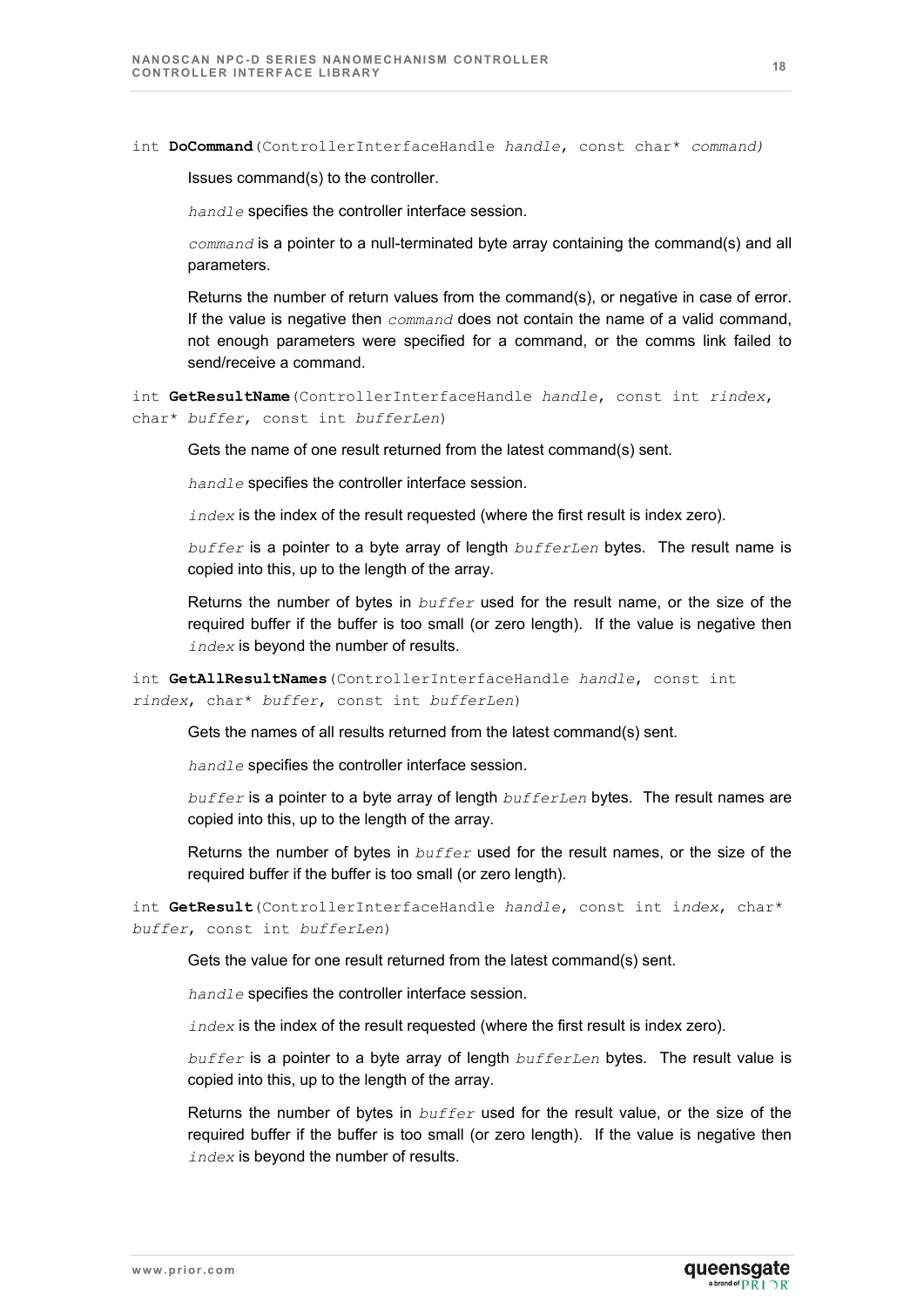`int` **`DoCommand`**`(ControllerInterfaceHandle` *`handle`*`, const char*` *`command`*`)`

Issues command(s) to the controller.

*`handle`* specifies the controller interface session.

*`command`* is a pointer to a null-terminated byte array containing the command(s) and all parameters.

Returns the number of return values from the command(s), or negative in case of error. If the value is negative then *`command`* does not contain the name of a valid command, not enough parameters were specified for a command, or the comms link failed to send/receive a command.

`int` **`GetResultName`**`(ControllerInterfaceHandle` *`handle`*`, const int` *`rindex`*`, char*` *`buffer`*`, const int` *`bufferLen`*`)`

Gets the name of one result returned from the latest command(s) sent.

*`handle`* specifies the controller interface session.

*`index`* is the index of the result requested (where the first result is index zero).

*`buffer`* is a pointer to a byte array of length *`bufferLen`* bytes. The result name is copied into this, up to the length of the array.

Returns the number of bytes in *`buffer`* used for the result name, or the size of the required buffer if the buffer is too small (or zero length). If the value is negative then *`index`* is beyond the number of results.

`int` **`GetAllResultNames`**`(ControllerInterfaceHandle` *`handle`*`, const int` *`rindex`*`, char*` *`buffer`*`, const int` *`bufferLen`*`)`

Gets the names of all results returned from the latest command(s) sent.

*`handle`* specifies the controller interface session.

*`buffer`* is a pointer to a byte array of length *`bufferLen`* bytes. The result names are copied into this, up to the length of the array.

Returns the number of bytes in *`buffer`* used for the result names, or the size of the required buffer if the buffer is too small (or zero length).

`int` **`GetResult`**`(ControllerInterfaceHandle` *`handle`*`, const int` *`index`*`, char*` *`buffer`*`, const int` *`bufferLen`*`)`

Gets the value for one result returned from the latest command(s) sent.

*`handle`* specifies the controller interface session.

*`index`* is the index of the result requested (where the first result is index zero).

*`buffer`* is a pointer to a byte array of length *`bufferLen`* bytes. The result value is copied into this, up to the length of the array.

Returns the number of bytes in *`buffer`* used for the result value, or the size of the required buffer if the buffer is too small (or zero length). If the value is negative then *`index`* is beyond the number of results.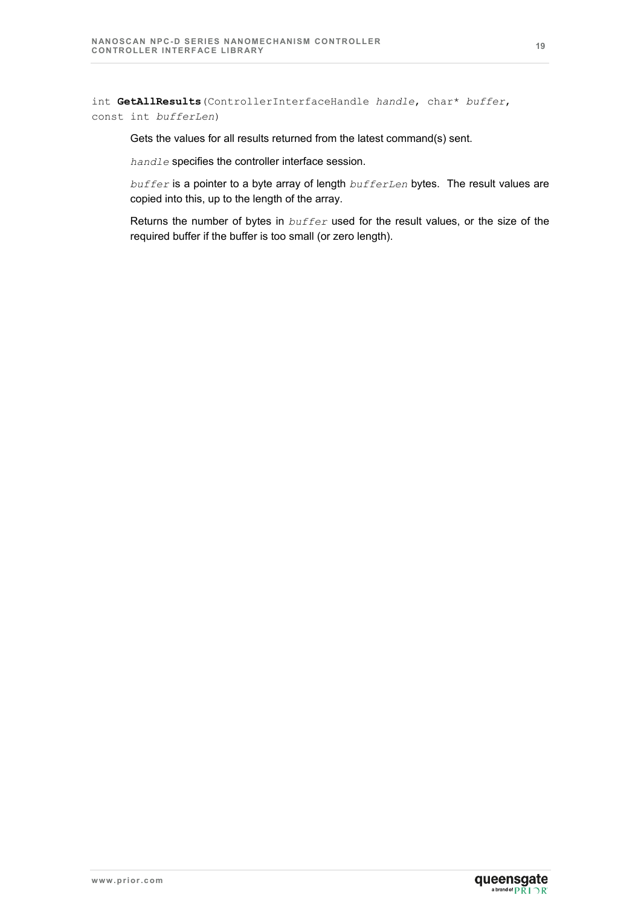int **GetAllResults**(ControllerInterfaceHandle *handle*, char\* *buffer*, const int *bufferLen*)

Gets the values for all results returned from the latest command(s) sent.

*handle* specifies the controller interface session.

*buffer* is a pointer to a byte array of length *bufferLen* bytes. The result values are copied into this, up to the length of the array.

Returns the number of bytes in *buffer* used for the result values, or the size of the required buffer if the buffer is too small (or zero length).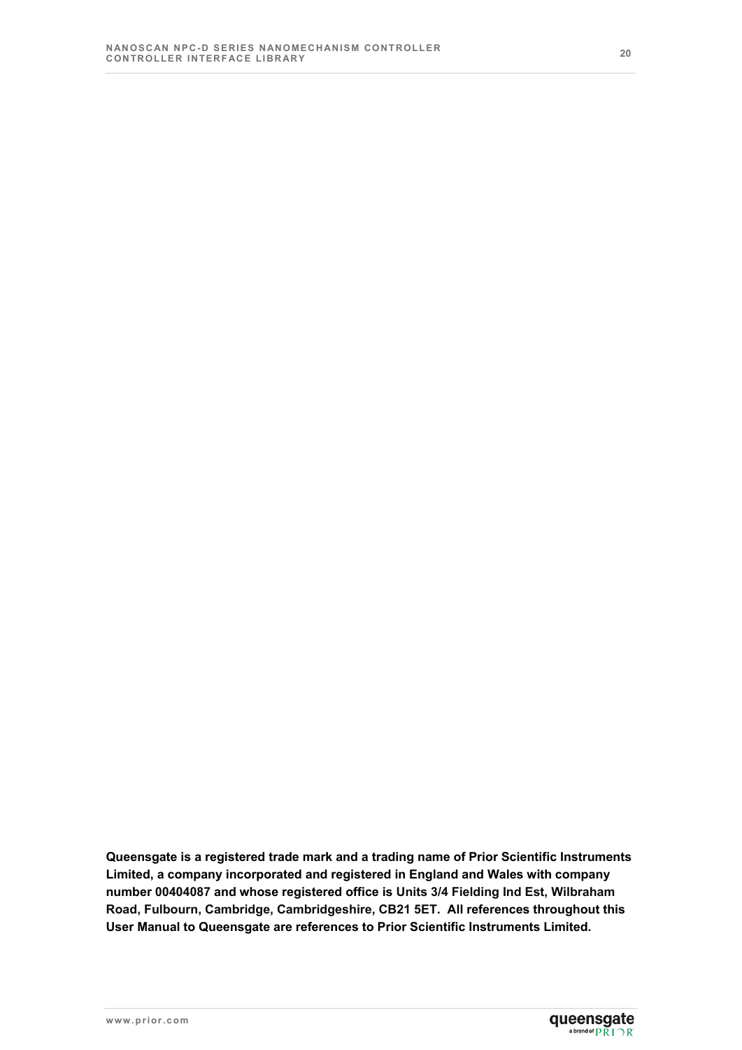**Queensgate is a registered trade mark and a trading name of Prior Scientific Instruments Limited, a company incorporated and registered in England and Wales with company number 00404087 and whose registered office is Units 3/4 Fielding Ind Est, Wilbraham Road, Fulbourn, Cambridge, Cambridgeshire, CB21 5ET. All references throughout this User Manual to Queensgate are references to Prior Scientific Instruments Limited.**